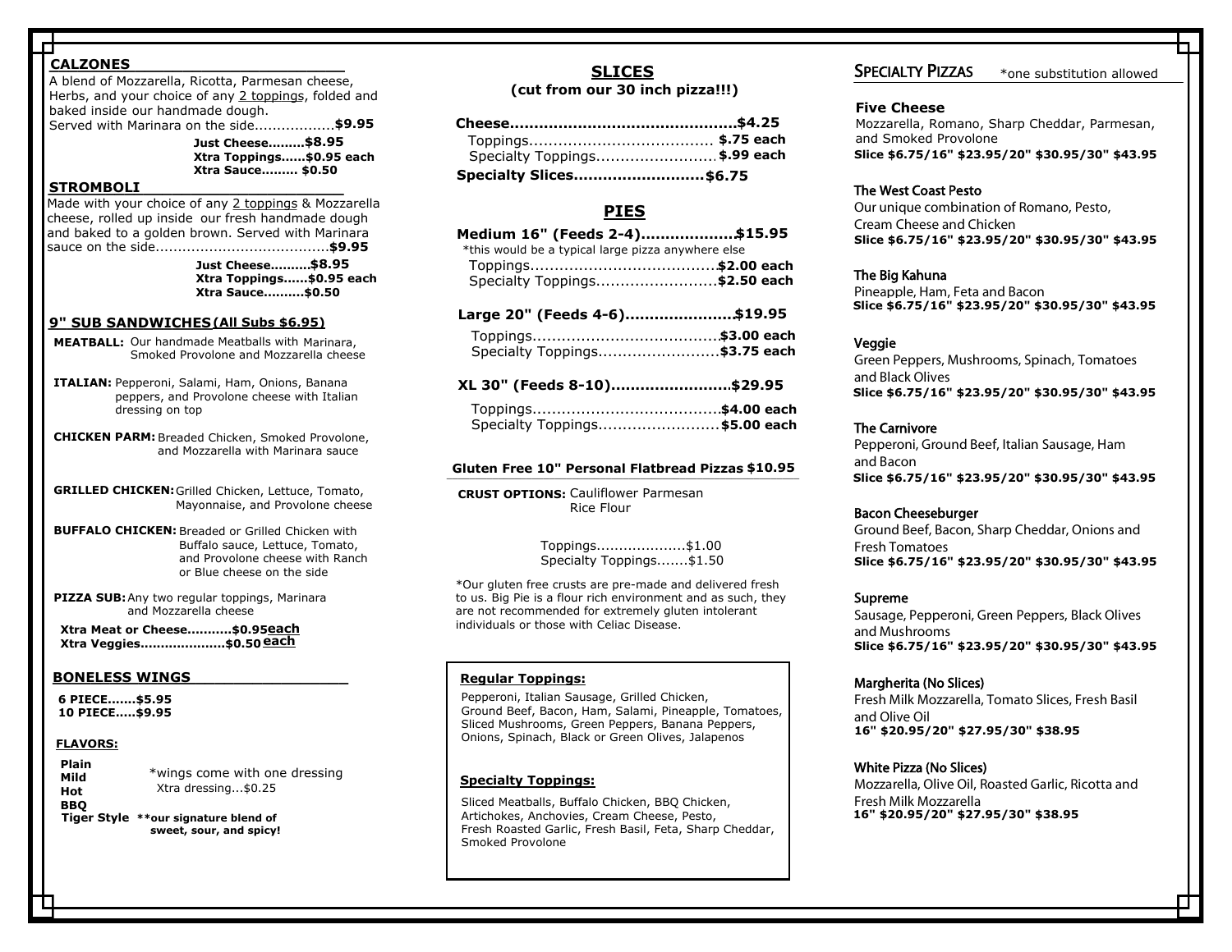## CALZONES

A blend of Mozzarella, Ricotta, Parmesan cheese, Herbs, and your choice of any 2 toppings, folded and baked inside our handmade dough.
Served with Marinara on the side..................**$9.95**

**Just Cheese.........$8.95**
**Xtra Toppings......$0.95 each**
**Xtra Sauce......... $0.50**

## STROMBOLI

Made with your choice of any 2 toppings & Mozzarella cheese, rolled up inside our fresh handmade dough and baked to a golden brown. Served with Marinara sauce on the side.......................................**$9.95**

**Just Cheese..........$8.95**
**Xtra Toppings......$0.95 each**
**Xtra Sauce..........$0.50**

## 9" SUB SANDWICHES (All Subs $6.95)

**MEATBALL:** Our handmade Meatballs with Marinara, Smoked Provolone and Mozzarella cheese

**ITALIAN:** Pepperoni, Salami, Ham, Onions, Banana peppers, and Provolone cheese with Italian dressing on top

**CHICKEN PARM:** Breaded Chicken, Smoked Provolone, and Mozzarella with Marinara sauce

**GRILLED CHICKEN:** Grilled Chicken, Lettuce, Tomato, Mayonnaise, and Provolone cheese

**BUFFALO CHICKEN:** Breaded or Grilled Chicken with Buffalo sauce, Lettuce, Tomato, and Provolone cheese with Ranch or Blue cheese on the side

**PIZZA SUB:** Any two regular toppings, Marinara and Mozzarella cheese

**Xtra Meat or Cheese...........$0.95 each**
**Xtra Veggies.....................$0.50 each**

## BONELESS WINGS

**6 PIECE.......$5.95**
**10 PIECE.....$9.95**

### FLAVORS:

**Plain**
**Mild**
**Hot**
**BBQ**
**Tiger Style** **our signature blend of sweet, sour, and spicy!**

*wings come with one dressing
Xtra dressing...$0.25

## SLICES

**(cut from our 30 inch pizza!!!)**

**Cheese...............................................$4.25**
Toppings...................................... **$.75 each**
Specialty Toppings......................... **$.99 each**
**Specialty Slices...........................$6.75**

## PIES

**Medium 16" (Feeds 2-4)....................$15.95**
*this would be a typical large pizza anywhere else
Toppings......................................**$2.00 each**
Specialty Toppings.........................**$2.50 each**

**Large 20" (Feeds 4-6).......................$19.95**
Toppings......................................**$3.00 each**
Specialty Toppings.........................**$3.75 each**

**XL 30" (Feeds 8-10).........................$29.95**
Toppings......................................**$4.00 each**
Specialty Toppings.........................**$5.00 each**

**Gluten Free 10" Personal Flatbread Pizzas $10.95**

**CRUST OPTIONS:** Cauliflower Parmesan
Rice Flour

Toppings....................$1.00
Specialty Toppings.......$1.50

*Our gluten free crusts are pre-made and delivered fresh to us. Big Pie is a flour rich environment and as such, they are not recommended for extremely gluten intolerant individuals or those with Celiac Disease.

**Regular Toppings:**

Pepperoni, Italian Sausage, Grilled Chicken, Ground Beef, Bacon, Ham, Salami, Pineapple, Tomatoes, Sliced Mushrooms, Green Peppers, Banana Peppers, Onions, Spinach, Black or Green Olives, Jalapenos

**Specialty Toppings:**

Sliced Meatballs, Buffalo Chicken, BBQ Chicken, Artichokes, Anchovies, Cream Cheese, Pesto, Fresh Roasted Garlic, Fresh Basil, Feta, Sharp Cheddar, Smoked Provolone

## SPECIALTY PIZZAS

*one substitution allowed

**Five Cheese**
Mozzarella, Romano, Sharp Cheddar, Parmesan, and Smoked Provolone
**Slice $6.75/16" $23.95/20" $30.95/30" $43.95**

**The West Coast Pesto**
Our unique combination of Romano, Pesto, Cream Cheese and Chicken
**Slice $6.75/16" $23.95/20" $30.95/30" $43.95**

**The Big Kahuna**
Pineapple, Ham, Feta and Bacon
**Slice $6.75/16" $23.95/20" $30.95/30" $43.95**

**Veggie**
Green Peppers, Mushrooms, Spinach, Tomatoes and Black Olives
**Slice $6.75/16" $23.95/20" $30.95/30" $43.95**

**The Carnivore**
Pepperoni, Ground Beef, Italian Sausage, Ham and Bacon
**Slice $6.75/16" $23.95/20" $30.95/30" $43.95**

**Bacon Cheeseburger**
Ground Beef, Bacon, Sharp Cheddar, Onions and Fresh Tomatoes
**Slice $6.75/16" $23.95/20" $30.95/30" $43.95**

**Supreme**
Sausage, Pepperoni, Green Peppers, Black Olives and Mushrooms
**Slice $6.75/16" $23.95/20" $30.95/30" $43.95**

**Margherita (No Slices)**
Fresh Milk Mozzarella, Tomato Slices, Fresh Basil and Olive Oil
**16" $20.95/20" $27.95/30" $38.95**

**White Pizza (No Slices)**
Mozzarella, Olive Oil, Roasted Garlic, Ricotta and Fresh Milk Mozzarella
**16" $20.95/20" $27.95/30" $38.95**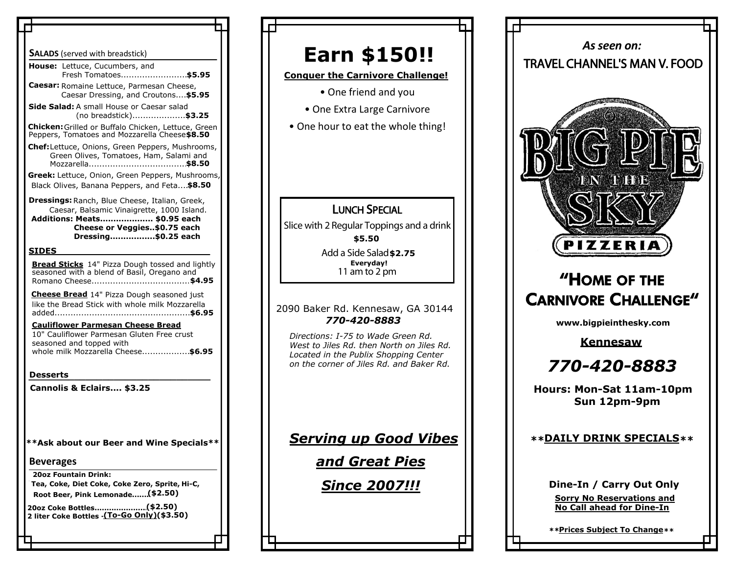## SALADS (served with breadstick)

**House:** Lettuce, Cucumbers, and Fresh Tomatoes........................**$5.95**

**Caesar:** Romaine Lettuce, Parmesan Cheese, Caesar Dressing, and Croutons....**$5.95**

**Side Salad:** A small House or Caesar salad (no breadstick)....................**$3.25**

**Chicken:** Grilled or Buffalo Chicken, Lettuce, Green Peppers, Tomatoes and Mozzarella Cheese**$8.50**

**Chef:** Lettuce, Onions, Green Peppers, Mushrooms, Green Olives, Tomatoes, Ham, Salami and Mozzarella....................................**$8.50**

**Greek:** Lettuce, Onion, Green Peppers, Mushrooms, Black Olives, Banana Peppers, and Feta....**$8.50**

**Dressings:** Ranch, Blue Cheese, Italian, Greek, Caesar, Balsamic Vinaigrette, 1000 Island.

**Additions: Meats.................... $0.95 each**
**Cheese or Veggies..$0.75 each**
**Dressing.................$0.25 each**

## SIDES

**Bread Sticks** 14" Pizza Dough tossed and lightly seasoned with a blend of Basil, Oregano and Romano Cheese.....................................**$4.95**

**Cheese Bread** 14" Pizza Dough seasoned just like the Bread Stick with whole milk Mozzarella added..................................................**$6.95**

**Cauliflower Parmesan Cheese Bread**
10" Cauliflower Parmesan Gluten Free crust seasoned and topped with whole milk Mozzarella Cheese..................**$6.95**

## Desserts

**Cannolis & Eclairs.... $3.25**

**\*\*Ask about our Beer and Wine Specials\*\***

## Beverages

**20oz Fountain Drink:**
**Tea, Coke, Diet Coke, Coke Zero, Sprite, Hi-C, Root Beer, Pink Lemonade.......($2.50)**

**20oz Coke Bottles.....................($2.50)**
**2 liter Coke Bottles -(To-Go Only)($3.50)**

# Earn $150!!

**Conquer the Carnivore Challenge!**

- One friend and you
- One Extra Large Carnivore
- One hour to eat the whole thing!

## LUNCH SPECIAL

Slice with 2 Regular Toppings and a drink
**$5.50**
Add a Side Salad **$2.75**
**Everyday!**
11 am to 2 pm

2090 Baker Rd. Kennesaw, GA 30144
***770-420-8883***

*Directions: I-75 to Wade Green Rd. West to Jiles Rd. then North on Jiles Rd. Located in the Publix Shopping Center on the corner of Jiles Rd. and Baker Rd.*

***Serving up Good Vibes and Great Pies Since 2007!!!***

*As seen on:*
TRAVEL CHANNEL'S MAN V. FOOD

# BIG PIE IN THE SKY PIZZERIA

## "HOME OF THE CARNIVORE CHALLENGE"

**www.bigpieinthesky.com**

**Kennesaw**

***770-420-8883***

**Hours: Mon-Sat 11am-10pm**
**Sun 12pm-9pm**

**\*\*DAILY DRINK SPECIALS\*\***

**Dine-In / Carry Out Only**
**Sorry No Reservations and No Call ahead for Dine-In**

**\*\*Prices Subject To Change\*\***